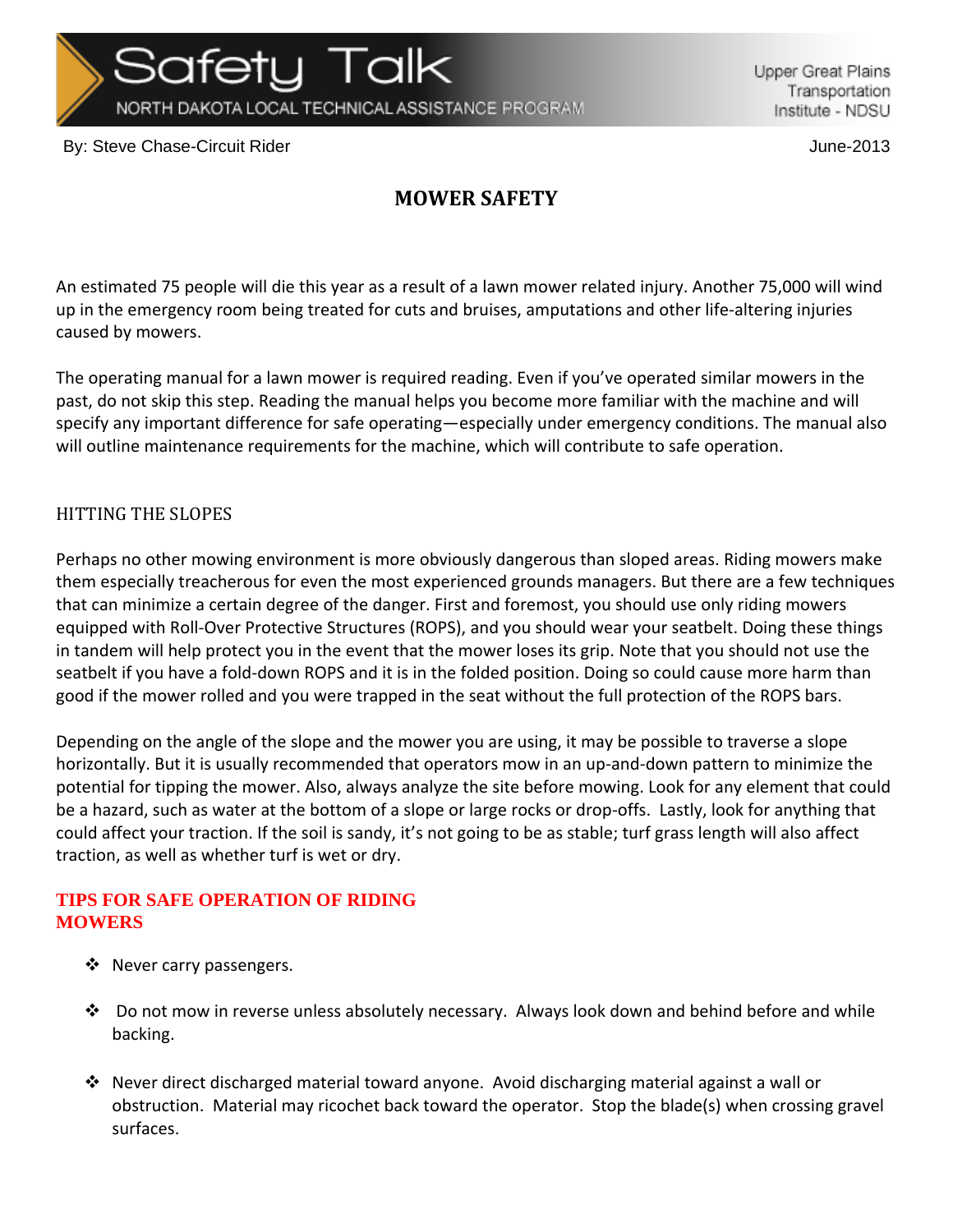# Safety Talk

NORTH DAKOTA LOCAL TECHNICAL ASSISTANCE PROGRAM

Upper Great Plains Transportation Institute - NDSU

By: Steve Chase-Circuit Rider

June-2013

## MOWER SAFETY

An estimated 75 people will die this year as a result of a lawn mower related injury. Another 75,000 will wind up in the emergency room being treated for cuts and bruises, amputations and other life-altering injuries caused by mowers.

The operating manual for a lawn mower is required reading. Even if you've operated similar mowers in the past, do not skip this step. Reading the manual helps you become more familiar with the machine and will specify any important difference for safe operating—especially under emergency conditions. The manual also will outline maintenance requirements for the machine, which will contribute to safe operation.

### HITTING THE SLOPES

Perhaps no other mowing environment is more obviously dangerous than sloped areas. Riding mowers make them especially treacherous for even the most experienced grounds managers. But there are a few techniques that can minimize a certain degree of the danger. First and foremost, you should use only riding mowers equipped with Roll-Over Protective Structures (ROPS), and you should wear your seatbelt. Doing these things in tandem will help protect you in the event that the mower loses its grip. Note that you should not use the seatbelt if you have a fold-down ROPS and it is in the folded position. Doing so could cause more harm than good if the mower rolled and you were trapped in the seat without the full protection of the ROPS bars.

Depending on the angle of the slope and the mower you are using, it may be possible to traverse a slope horizontally. But it is usually recommended that operators mow in an up-and-down pattern to minimize the potential for tipping the mower. Also, always analyze the site before mowing. Look for any element that could be a hazard, such as water at the bottom of a slope or large rocks or drop-offs. Lastly, look for anything that could affect your traction. If the soil is sandy, it's not going to be as stable; turf grass length will also affect traction, as well as whether turf is wet or dry.

### TIPS FOR SAFE OPERATION OF RIDING MOWERS

- Never carry passengers.
- Do not mow in reverse unless absolutely necessary. Always look down and behind before and while backing.
- Never direct discharged material toward anyone. Avoid discharging material against a wall or obstruction. Material may ricochet back toward the operator. Stop the blade(s) when crossing gravel surfaces.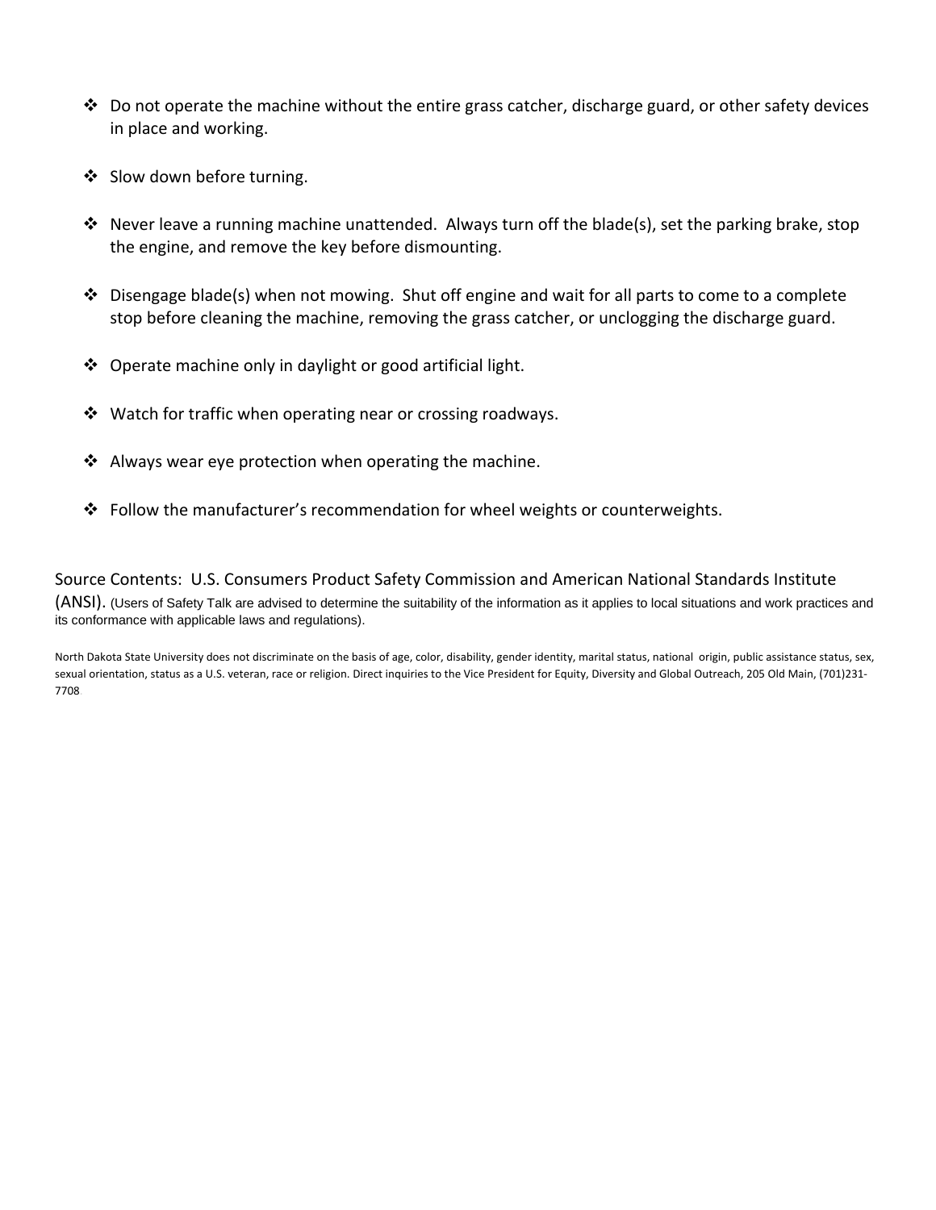- Do not operate the machine without the entire grass catcher, discharge guard, or other safety devices in place and working.

- Slow down before turning.

- Never leave a running machine unattended. Always turn off the blade(s), set the parking brake, stop the engine, and remove the key before dismounting.

- Disengage blade(s) when not mowing. Shut off engine and wait for all parts to come to a complete stop before cleaning the machine, removing the grass catcher, or unclogging the discharge guard.

- Operate machine only in daylight or good artificial light.

- Watch for traffic when operating near or crossing roadways.

- Always wear eye protection when operating the machine.

- Follow the manufacturer's recommendation for wheel weights or counterweights.

Source Contents: U.S. Consumers Product Safety Commission and American National Standards Institute (ANSI). (Users of Safety Talk are advised to determine the suitability of the information as it applies to local situations and work practices and its conformance with applicable laws and regulations).

North Dakota State University does not discriminate on the basis of age, color, disability, gender identity, marital status, national origin, public assistance status, sex, sexual orientation, status as a U.S. veteran, race or religion. Direct inquiries to the Vice President for Equity, Diversity and Global Outreach, 205 Old Main, (701)231-7708.